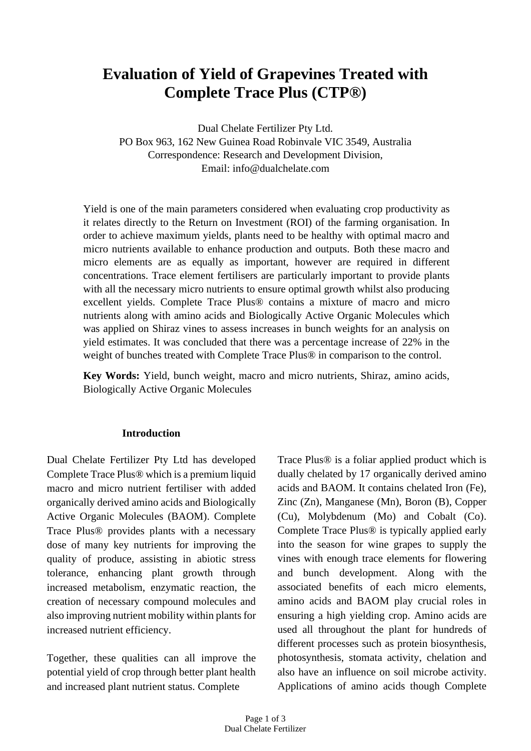# Evaluation of Yield of Grapevines Treated with Complete Trace Plus (CTP®)

Dual Chelate Fertilizer Pty Ltd.
PO Box 963, 162 New Guinea Road Robinvale VIC 3549, Australia
Correspondence: Research and Development Division,
Email: info@dualchelate.com

Yield is one of the main parameters considered when evaluating crop productivity as it relates directly to the Return on Investment (ROI) of the farming organisation. In order to achieve maximum yields, plants need to be healthy with optimal macro and micro nutrients available to enhance production and outputs. Both these macro and micro elements are as equally as important, however are required in different concentrations. Trace element fertilisers are particularly important to provide plants with all the necessary micro nutrients to ensure optimal growth whilst also producing excellent yields. Complete Trace Plus® contains a mixture of macro and micro nutrients along with amino acids and Biologically Active Organic Molecules which was applied on Shiraz vines to assess increases in bunch weights for an analysis on yield estimates. It was concluded that there was a percentage increase of 22% in the weight of bunches treated with Complete Trace Plus® in comparison to the control.

**Key Words:** Yield, bunch weight, macro and micro nutrients, Shiraz, amino acids, Biologically Active Organic Molecules

## Introduction

Dual Chelate Fertilizer Pty Ltd has developed Complete Trace Plus® which is a premium liquid macro and micro nutrient fertiliser with added organically derived amino acids and Biologically Active Organic Molecules (BAOM). Complete Trace Plus® provides plants with a necessary dose of many key nutrients for improving the quality of produce, assisting in abiotic stress tolerance, enhancing plant growth through increased metabolism, enzymatic reaction, the creation of necessary compound molecules and also improving nutrient mobility within plants for increased nutrient efficiency.

Together, these qualities can all improve the potential yield of crop through better plant health and increased plant nutrient status. Complete Trace Plus® is a foliar applied product which is dually chelated by 17 organically derived amino acids and BAOM. It contains chelated Iron (Fe), Zinc (Zn), Manganese (Mn), Boron (B), Copper (Cu), Molybdenum (Mo) and Cobalt (Co). Complete Trace Plus® is typically applied early into the season for wine grapes to supply the vines with enough trace elements for flowering and bunch development. Along with the associated benefits of each micro elements, amino acids and BAOM play crucial roles in ensuring a high yielding crop. Amino acids are used all throughout the plant for hundreds of different processes such as protein biosynthesis, photosynthesis, stomata activity, chelation and also have an influence on soil microbe activity. Applications of amino acids though Complete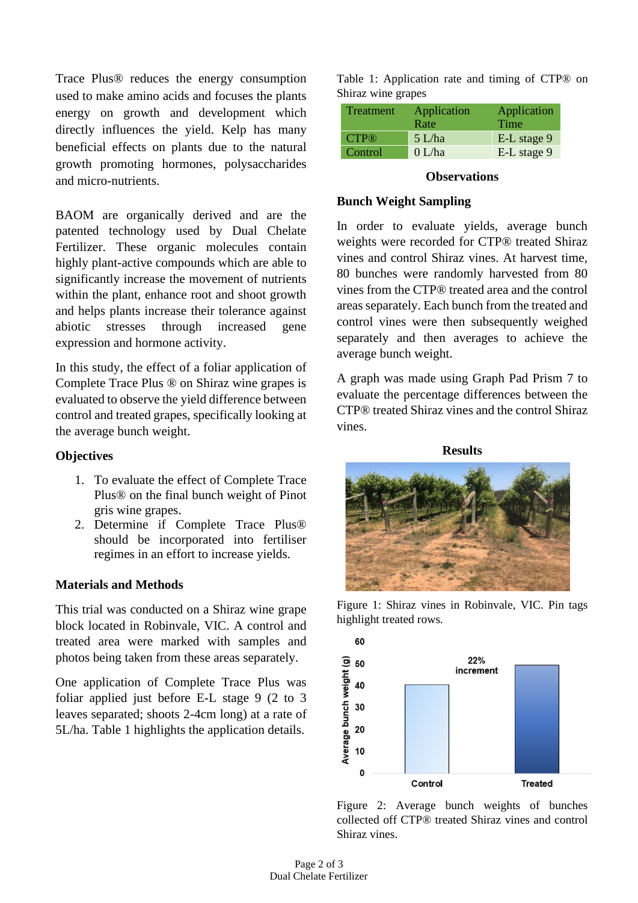Trace Plus® reduces the energy consumption used to make amino acids and focuses the plants energy on growth and development which directly influences the yield. Kelp has many beneficial effects on plants due to the natural growth promoting hormones, polysaccharides and micro-nutrients.

BAOM are organically derived and are the patented technology used by Dual Chelate Fertilizer. These organic molecules contain highly plant-active compounds which are able to significantly increase the movement of nutrients within the plant, enhance root and shoot growth and helps plants increase their tolerance against abiotic stresses through increased gene expression and hormone activity.

In this study, the effect of a foliar application of Complete Trace Plus ® on Shiraz wine grapes is evaluated to observe the yield difference between control and treated grapes, specifically looking at the average bunch weight.

### Objectives

1. To evaluate the effect of Complete Trace Plus® on the final bunch weight of Pinot gris wine grapes.
2. Determine if Complete Trace Plus® should be incorporated into fertiliser regimes in an effort to increase yields.

### Materials and Methods

This trial was conducted on a Shiraz wine grape block located in Robinvale, VIC. A control and treated area were marked with samples and photos being taken from these areas separately.

One application of Complete Trace Plus was foliar applied just before E-L stage 9 (2 to 3 leaves separated; shoots 2-4cm long) at a rate of 5L/ha. Table 1 highlights the application details.

Table 1: Application rate and timing of CTP® on Shiraz wine grapes

| Treatment | Application Rate | Application Time |
|---|---|---|
| CTP® | 5 L/ha | E-L stage 9 |
| Control | 0 L/ha | E-L stage 9 |

## Observations

### Bunch Weight Sampling

In order to evaluate yields, average bunch weights were recorded for CTP® treated Shiraz vines and control Shiraz vines. At harvest time, 80 bunches were randomly harvested from 80 vines from the CTP® treated area and the control areas separately. Each bunch from the treated and control vines were then subsequently weighed separately and then averages to achieve the average bunch weight.

A graph was made using Graph Pad Prism 7 to evaluate the percentage differences between the CTP® treated Shiraz vines and the control Shiraz vines.

## Results

Figure 1: Shiraz vines in Robinvale, VIC. Pin tags highlight treated rows.

Figure 2: Average bunch weights of bunches collected off CTP® treated Shiraz vines and control Shiraz vines.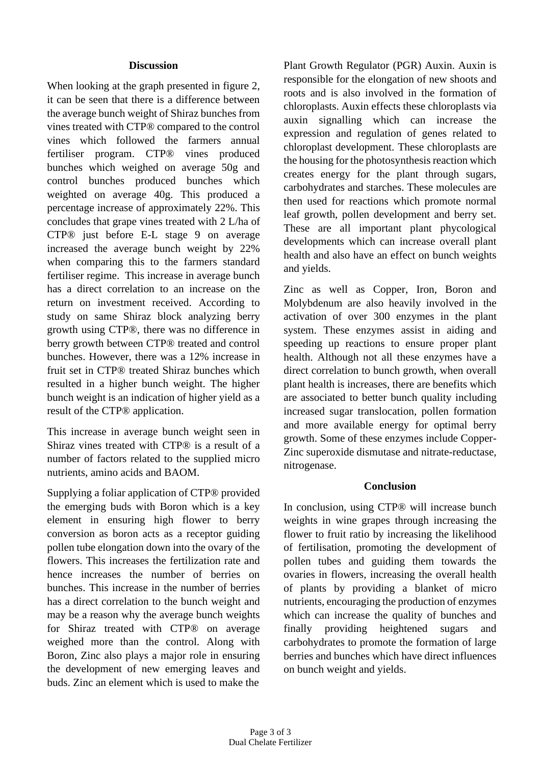## Discussion

When looking at the graph presented in figure 2, it can be seen that there is a difference between the average bunch weight of Shiraz bunches from vines treated with CTP® compared to the control vines which followed the farmers annual fertiliser program. CTP® vines produced bunches which weighed on average 50g and control bunches produced bunches which weighted on average 40g. This produced a percentage increase of approximately 22%. This concludes that grape vines treated with 2 L/ha of CTP® just before E-L stage 9 on average increased the average bunch weight by 22% when comparing this to the farmers standard fertiliser regime. This increase in average bunch has a direct correlation to an increase on the return on investment received. According to study on same Shiraz block analyzing berry growth using CTP®, there was no difference in berry growth between CTP® treated and control bunches. However, there was a 12% increase in fruit set in CTP® treated Shiraz bunches which resulted in a higher bunch weight. The higher bunch weight is an indication of higher yield as a result of the CTP® application.

This increase in average bunch weight seen in Shiraz vines treated with CTP® is a result of a number of factors related to the supplied micro nutrients, amino acids and BAOM.

Supplying a foliar application of CTP® provided the emerging buds with Boron which is a key element in ensuring high flower to berry conversion as boron acts as a receptor guiding pollen tube elongation down into the ovary of the flowers. This increases the fertilization rate and hence increases the number of berries on bunches. This increase in the number of berries has a direct correlation to the bunch weight and may be a reason why the average bunch weights for Shiraz treated with CTP® on average weighed more than the control. Along with Boron, Zinc also plays a major role in ensuring the development of new emerging leaves and buds. Zinc an element which is used to make the Plant Growth Regulator (PGR) Auxin. Auxin is responsible for the elongation of new shoots and roots and is also involved in the formation of chloroplasts. Auxin effects these chloroplasts via auxin signalling which can increase the expression and regulation of genes related to chloroplast development. These chloroplasts are the housing for the photosynthesis reaction which creates energy for the plant through sugars, carbohydrates and starches. These molecules are then used for reactions which promote normal leaf growth, pollen development and berry set. These are all important plant phycological developments which can increase overall plant health and also have an effect on bunch weights and yields.

Zinc as well as Copper, Iron, Boron and Molybdenum are also heavily involved in the activation of over 300 enzymes in the plant system. These enzymes assist in aiding and speeding up reactions to ensure proper plant health. Although not all these enzymes have a direct correlation to bunch growth, when overall plant health is increases, there are benefits which are associated to better bunch quality including increased sugar translocation, pollen formation and more available energy for optimal berry growth. Some of these enzymes include Copper-Zinc superoxide dismutase and nitrate-reductase, nitrogenase.

## Conclusion

In conclusion, using CTP® will increase bunch weights in wine grapes through increasing the flower to fruit ratio by increasing the likelihood of fertilisation, promoting the development of pollen tubes and guiding them towards the ovaries in flowers, increasing the overall health of plants by providing a blanket of micro nutrients, encouraging the production of enzymes which can increase the quality of bunches and finally providing heightened sugars and carbohydrates to promote the formation of large berries and bunches which have direct influences on bunch weight and yields.